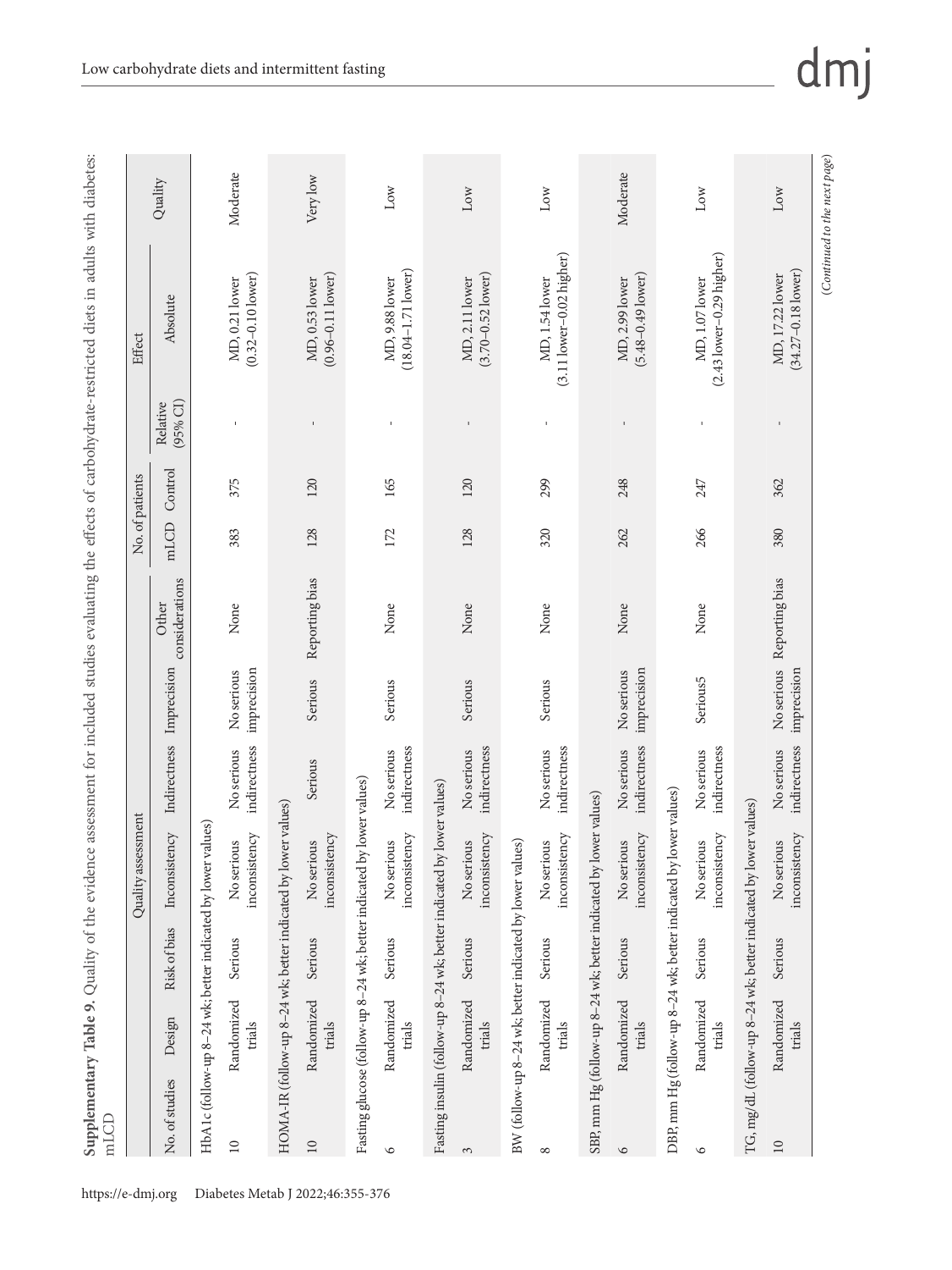**Supplementary Table 9.** Quality of the evidence assessment for included studies evaluating the effects of carbohydrate-restricted diets in adults with diabetes: mLCD

| Quality assessment | | | | | | | No. of patients | | Effect | | Quality |
|---|---|---|---|---|---|---|---|---|---|---|---|
| No. of studies | Design | Risk of bias | Inconsistency | Indirectness | Imprecision | Other considerations | mLCD | Control | Relative (95% CI) | Absolute | |
| HbA1c (follow-up 8–24 wk; better indicated by lower values) | | | | | | | | | | | |
| 10 | Randomized trials | Serious | No serious inconsistency | No serious indirectness | No serious imprecision | None | 383 | 375 | - | MD, 0.21 lower (0.32–0.10 lower) | Moderate |
| HOMA-IR (follow-up 8–24 wk; better indicated by lower values) | | | | | | | | | | | |
| 10 | Randomized trials | Serious | No serious inconsistency | Serious | Serious | Reporting bias | 128 | 120 | - | MD, 0.53 lower (0.96–0.11 lower) | Very low |
| Fasting glucose (follow-up 8–24 wk; better indicated by lower values) | | | | | | | | | | | |
| 6 | Randomized trials | Serious | No serious inconsistency | No serious indirectness | Serious | None | 172 | 165 | - | MD, 9.88 lower (18.04–1.71 lower) | Low |
| Fasting insulin (follow-up 8–24 wk; better indicated by lower values) | | | | | | | | | | | |
| 3 | Randomized trials | Serious | No serious inconsistency | No serious indirectness | Serious | None | 128 | 120 | - | MD, 2.11 lower (3.70–0.52 lower) | Low |
| BW (follow-up 8–24 wk; better indicated by lower values) | | | | | | | | | | | |
| 8 | Randomized trials | Serious | No serious inconsistency | No serious indirectness | Serious | None | 320 | 299 | - | MD, 1.54 lower (3.11 lower–0.02 higher) | Low |
| SBP, mm Hg (follow-up 8–24 wk; better indicated by lower values) | | | | | | | | | | | |
| 6 | Randomized trials | Serious | No serious inconsistency | No serious indirectness | No serious imprecision | None | 262 | 248 | - | MD, 2.99 lower (5.48–0.49 lower) | Moderate |
| DBP, mm Hg (follow-up 8–24 wk; better indicated by lower values) | | | | | | | | | | | |
| 6 | Randomized trials | Serious | No serious inconsistency | No serious indirectness | Serious5 | None | 266 | 247 | - | MD, 1.07 lower (2.43 lower–0.29 higher) | Low |
| TG, mg/dL (follow-up 8–24 wk; better indicated by lower values) | | | | | | | | | | | |
| 10 | Randomized trials | Serious | No serious inconsistency | No serious indirectness | No serious imprecision | Reporting bias | 380 | 362 | - | MD, 17.22 lower (34.27–0.18 lower) | Low |

(*Continued to the next page*)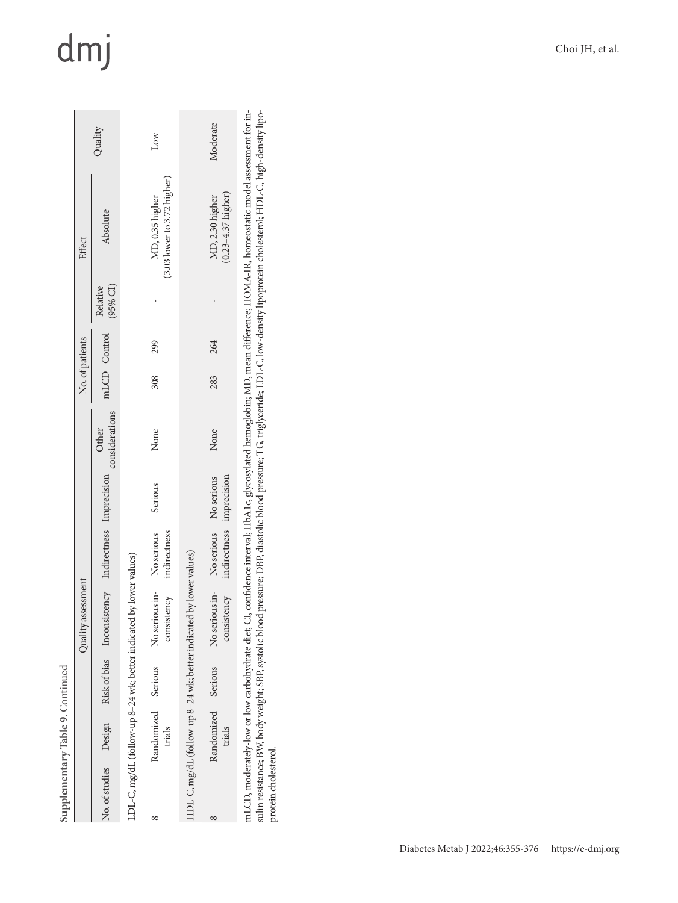**Supplementary Table 9.** Continued

| Quality assessment | | | | | | | No. of patients | | Effect | | Quality |
|---|---|---|---|---|---|---|---|---|---|---|---|
| No. of studies | Design | Risk of bias | Inconsistency | Indirectness | Imprecision | Other considerations | mLCD | Control | Relative (95% CI) | Absolute | |
| LDL-C, mg/dL (follow-up 8–24 wk; better indicated by lower values) | | | | | | | | | | | |
| 8 | Randomized trials | Serious | No serious inconsistency | No serious indirectness | Serious | None | 308 | 299 | - | MD, 0.35 higher (3.03 lower to 3.72 higher) | Low |
| HDL-C, mg/dL (follow-up 8–24 wk; better indicated by lower values) | | | | | | | | | | | |
| 8 | Randomized trials | Serious | No serious inconsistency | No serious indirectness | No serious imprecision | None | 283 | 264 | - | MD, 2.30 higher (0.23–4.37 higher) | Moderate |

mLCD, moderately-low or low carbohydrate diet; CI, confidence interval; HbA1c, glycosylated hemoglobin; MD, mean difference; HOMA-IR, homeostatic model assessment for insulin resistance; BW, body weight; SBP, systolic blood pressure; DBP, diastolic blood pressure; TG, triglyceride; LDL-C, low-density lipoprotein cholesterol; HDL-C, high-density lipoprotein cholesterol.